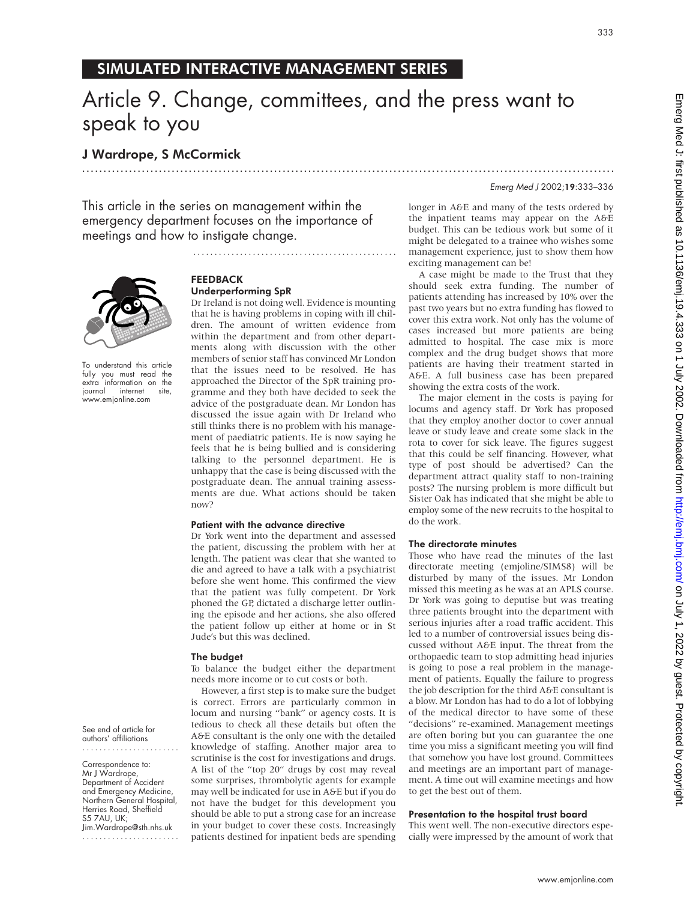# SIMULATED INTERACTIVE MANAGEMENT SERIES

# Article 9. Change, committees, and the press want to speak to you

## J Wardrope, S McCormick

This article in the series on management within the emergency department focuses on the importance of meetings and how to instigate change.

To understand this article fully you must read the extra information on the journal internet site, www.emjonline.com

See end of article for authors' affiliations

Correspondence to: Mr J Wardrope, Department of Accident and Emergency Medicine, Northern General Hospital, Herries Road, Sheffield S5 7AU, UK; Jim.Wardrope@sth.nhs.uk

### FEEDBACK

#### Underperforming SpR

Dr Ireland is not doing well. Evidence is mounting that he is having problems in coping with ill children. The amount of written evidence from within the department and from other departments along with discussion with the other members of senior staff has convinced Mr London that the issues need to be resolved. He has approached the Director of the SpR training programme and they both have decided to seek the advice of the postgraduate dean. Mr London has discussed the issue again with Dr Ireland who still thinks there is no problem with his management of paediatric patients. He is now saying he feels that he is being bullied and is considering talking to the personnel department. He is unhappy that the case is being discussed with the postgraduate dean. The annual training assessments are due. What actions should be taken now?

#### Patient with the advance directive

Dr York went into the department and assessed the patient, discussing the problem with her at length. The patient was clear that she wanted to die and agreed to have a talk with a psychiatrist before she went home. This confirmed the view that the patient was fully competent. Dr York phoned the GP, dictated a discharge letter outlining the episode and her actions, she also offered the patient follow up either at home or in St Jude's but this was declined.

#### The budget

To balance the budget either the department needs more income or to cut costs or both.

However, a first step is to make sure the budget is correct. Errors are particularly common in locum and nursing "bank" or agency costs. It is tedious to check all these details but often the A&E consultant is the only one with the detailed knowledge of staffing. Another major area to scrutinise is the cost for investigations and drugs. A list of the "top 20" drugs by cost may reveal some surprises, thrombolytic agents for example may well be indicated for use in A&E but if you do not have the budget for this development you should be able to put a strong case for an increase in your budget to cover these costs. Increasingly patients destined for inpatient beds are spending longer in A&E and many of the tests ordered by the inpatient teams may appear on the A&E budget. This can be tedious work but some of it might be delegated to a trainee who wishes some management experience, just to show them how exciting management can be!

A case might be made to the Trust that they should seek extra funding. The number of patients attending has increased by 10% over the past two years but no extra funding has flowed to cover this extra work. Not only has the volume of cases increased but more patients are being admitted to hospital. The case mix is more complex and the drug budget shows that more patients are having their treatment started in A&E. A full business case has been prepared showing the extra costs of the work.

The major element in the costs is paying for locums and agency staff. Dr York has proposed that they employ another doctor to cover annual leave or study leave and create some slack in the rota to cover for sick leave. The figures suggest that this could be self financing. However, what type of post should be advertised? Can the department attract quality staff to non-training posts? The nursing problem is more difficult but Sister Oak has indicated that she might be able to employ some of the new recruits to the hospital to do the work.

#### The directorate minutes

Those who have read the minutes of the last directorate meeting (emjoline/SIMS8) will be disturbed by many of the issues. Mr London missed this meeting as he was at an APLS course. Dr York was going to deputise but was treating three patients brought into the department with serious injuries after a road traffic accident. This led to a number of controversial issues being discussed without A&E input. The threat from the orthopaedic team to stop admitting head injuries is going to pose a real problem in the management of patients. Equally the failure to progress the job description for the third A&E consultant is a blow. Mr London has had to do a lot of lobbying of the medical director to have some of these "decisions" re-examined. Management meetings are often boring but you can guarantee the one time you miss a significant meeting you will find that somehow you have lost ground. Committees and meetings are an important part of management. A time out will examine meetings and how to get the best out of them.

#### Presentation to the hospital trust board

This went well. The non-executive directors especially were impressed by the amount of work that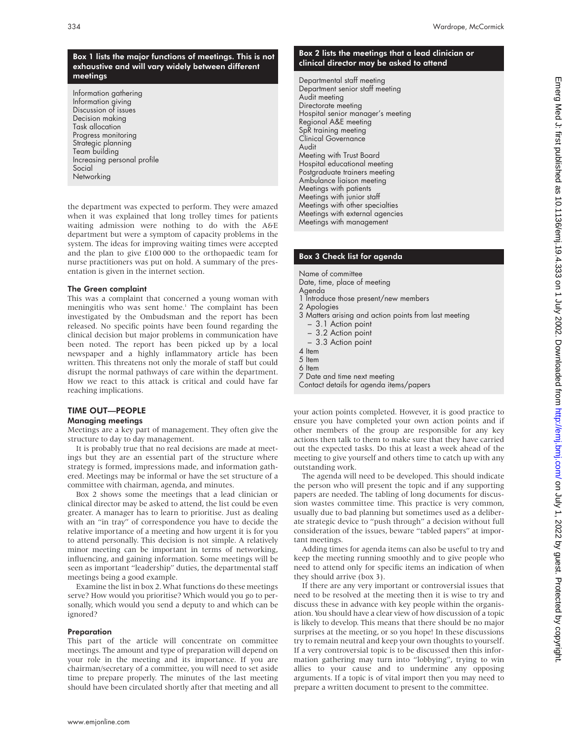**Box 1 lists the major functions of meetings. This is not exhaustive and will vary widely between different meetings**

Information gathering
Information giving
Discussion of issues
Decision making
Task allocation
Progress monitoring
Strategic planning
Team building
Increasing personal profile
Social
Networking

the department was expected to perform. They were amazed when it was explained that long trolley times for patients waiting admission were nothing to do with the A&E department but were a symptom of capacity problems in the system. The ideas for improving waiting times were accepted and the plan to give £100 000 to the orthopaedic team for nurse practitioners was put on hold. A summary of the presentation is given in the internet section.

### The Green complaint

This was a complaint that concerned a young woman with meningitis who was sent home.[1] The complaint has been investigated by the Ombudsman and the report has been released. No specific points have been found regarding the clinical decision but major problems in communication have been noted. The report has been picked up by a local newspaper and a highly inflammatory article has been written. This threatens not only the morale of staff but could disrupt the normal pathways of care within the department. How we react to this attack is critical and could have far reaching implications.

## TIME OUT—PEOPLE

### Managing meetings

Meetings are a key part of management. They often give the structure to day to day management.

It is probably true that no real decisions are made at meetings but they are an essential part of the structure where strategy is formed, impressions made, and information gathered. Meetings may be informal or have the set structure of a committee with chairman, agenda, and minutes.

Box 2 shows some the meetings that a lead clinician or clinical director may be asked to attend, the list could be even greater. A manager has to learn to prioritise. Just as dealing with an "in tray" of correspondence you have to decide the relative importance of a meeting and how urgent it is for you to attend personally. This decision is not simple. A relatively minor meeting can be important in terms of networking, influencing, and gaining information. Some meetings will be seen as important "leadership" duties, the departmental staff meetings being a good example.

Examine the list in box 2. What functions do these meetings serve? How would you prioritise? Which would you go to personally, which would you send a deputy to and which can be ignored?

### Preparation

This part of the article will concentrate on committee meetings. The amount and type of preparation will depend on your role in the meeting and its importance. If you are chairman/secretary of a committee, you will need to set aside time to prepare properly. The minutes of the last meeting should have been circulated shortly after that meeting and all your action points completed. However, it is good practice to ensure you have completed your own action points and if other members of the group are responsible for any key actions then talk to them to make sure that they have carried out the expected tasks. Do this at least a week ahead of the meeting to give yourself and others time to catch up with any outstanding work.

The agenda will need to be developed. This should indicate the person who will present the topic and if any supporting papers are needed. The tabling of long documents for discussion wastes committee time. This practice is very common, usually due to bad planning but sometimes used as a deliberate strategic device to "push through" a decision without full consideration of the issues, beware "tabled papers" at important meetings.

Adding times for agenda items can also be useful to try and keep the meeting running smoothly and to give people who need to attend only for specific items an indication of when they should arrive (box 3).

If there are any very important or controversial issues that need to be resolved at the meeting then it is wise to try and discuss these in advance with key people within the organisation. You should have a clear view of how discussion of a topic is likely to develop. This means that there should be no major surprises at the meeting, or so you hope! In these discussions try to remain neutral and keep your own thoughts to yourself. If a very controversial topic is to be discussed then this information gathering may turn into "lobbying", trying to win allies to your cause and to undermine any opposing arguments. If a topic is of vital import then you may need to prepare a written document to present to the committee.

**Box 2 lists the meetings that a lead clinician or clinical director may be asked to attend**

Departmental staff meeting
Department senior staff meeting
Audit meeting
Directorate meeting
Hospital senior manager's meeting
Regional A&E meeting
SpR training meeting
Clinical Governance
Audit
Meeting with Trust Board
Hospital educational meeting
Postgraduate trainers meeting
Ambulance liaison meeting
Meetings with patients
Meetings with junior staff
Meetings with other specialties
Meetings with external agencies
Meetings with management

**Box 3 Check list for agenda**

Name of committee
Date, time, place of meeting
Agenda
1 Introduce those present/new members
2 Apologies
3 Matters arising and action points from last meeting
– 3.1 Action point
– 3.2 Action point
– 3.3 Action point
4 Item
5 Item
6 Item
7 Date and time next meeting
Contact details for agenda items/papers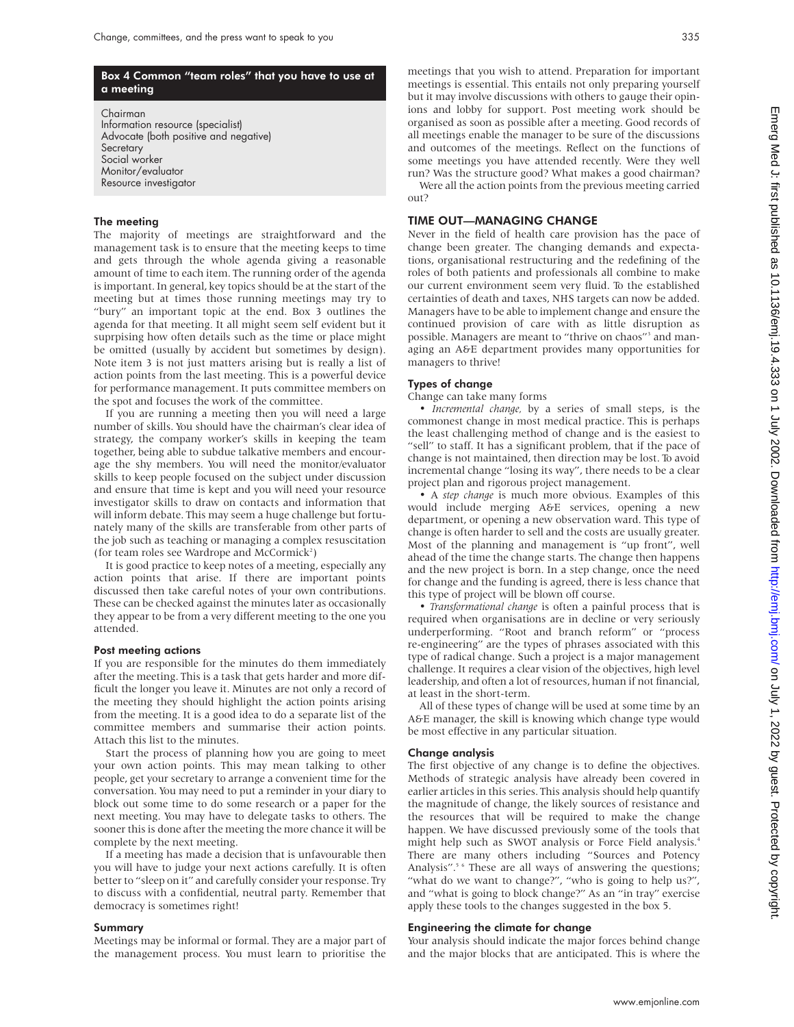## Box 4 Common "team roles" that you have to use at a meeting

Chairman
Information resource (specialist)
Advocate (both positive and negative)
Secretary
Social worker
Monitor/evaluator
Resource investigator

### The meeting

The majority of meetings are straightforward and the management task is to ensure that the meeting keeps to time and gets through the whole agenda giving a reasonable amount of time to each item. The running order of the agenda is important. In general, key topics should be at the start of the meeting but at times those running meetings may try to "bury" an important topic at the end. Box 3 outlines the agenda for that meeting. It all might seem self evident but it suprpising how often details such as the time or place might be omitted (usually by accident but sometimes by design). Note item 3 is not just matters arising but is really a list of action points from the last meeting. This is a powerful device for performance management. It puts committee members on the spot and focuses the work of the committee.

If you are running a meeting then you will need a large number of skills. You should have the chairman's clear idea of strategy, the company worker's skills in keeping the team together, being able to subdue talkative members and encourage the shy members. You will need the monitor/evaluator skills to keep people focused on the subject under discussion and ensure that time is kept and you will need your resource investigator skills to draw on contacts and information that will inform debate. This may seem a huge challenge but fortunately many of the skills are transferable from other parts of the job such as teaching or managing a complex resuscitation (for team roles see Wardrope and McCormick[2])

It is good practice to keep notes of a meeting, especially any action points that arise. If there are important points discussed then take careful notes of your own contributions. These can be checked against the minutes later as occasionally they appear to be from a very different meeting to the one you attended.

### Post meeting actions

If you are responsible for the minutes do them immediately after the meeting. This is a task that gets harder and more difficult the longer you leave it. Minutes are not only a record of the meeting they should highlight the action points arising from the meeting. It is a good idea to do a separate list of the committee members and summarise their action points. Attach this list to the minutes.

Start the process of planning how you are going to meet your own action points. This may mean talking to other people, get your secretary to arrange a convenient time for the conversation. You may need to put a reminder in your diary to block out some time to do some research or a paper for the next meeting. You may have to delegate tasks to others. The sooner this is done after the meeting the more chance it will be complete by the next meeting.

If a meeting has made a decision that is unfavourable then you will have to judge your next actions carefully. It is often better to "sleep on it" and carefully consider your response. Try to discuss with a confidential, neutral party. Remember that democracy is sometimes right!

### Summary

Meetings may be informal or formal. They are a major part of the management process. You must learn to prioritise the meetings that you wish to attend. Preparation for important meetings is essential. This entails not only preparing yourself but it may involve discussions with others to gauge their opinions and lobby for support. Post meeting work should be organised as soon as possible after a meeting. Good records of all meetings enable the manager to be sure of the discussions and outcomes of the meetings. Reflect on the functions of some meetings you have attended recently. Were they well run? Was the structure good? What makes a good chairman?

Were all the action points from the previous meeting carried out?

## TIME OUT—MANAGING CHANGE

Never in the field of health care provision has the pace of change been greater. The changing demands and expectations, organisational restructuring and the redefining of the roles of both patients and professionals all combine to make our current environment seem very fluid. To the established certainties of death and taxes, NHS targets can now be added. Managers have to be able to implement change and ensure the continued provision of care with as little disruption as possible. Managers are meant to "thrive on chaos"[3] and managing an A&E department provides many opportunities for managers to thrive!

### Types of change

Change can take many forms

- *Incremental change,* by a series of small steps, is the commonest change in most medical practice. This is perhaps the least challenging method of change and is the easiest to "sell" to staff. It has a significant problem, that if the pace of change is not maintained, then direction may be lost. To avoid incremental change "losing its way", there needs to be a clear project plan and rigorous project management.
- A *step change* is much more obvious. Examples of this would include merging A&E services, opening a new department, or opening a new observation ward. This type of change is often harder to sell and the costs are usually greater. Most of the planning and management is "up front", well ahead of the time the change starts. The change then happens and the new project is born. In a step change, once the need for change and the funding is agreed, there is less chance that this type of project will be blown off course.
- *Transformational change* is often a painful process that is required when organisations are in decline or very seriously underperforming. "Root and branch reform" or "process re-engineering" are the types of phrases associated with this type of radical change. Such a project is a major management challenge. It requires a clear vision of the objectives, high level leadership, and often a lot of resources, human if not financial, at least in the short-term.

All of these types of change will be used at some time by an A&E manager, the skill is knowing which change type would be most effective in any particular situation.

### Change analysis

The first objective of any change is to define the objectives. Methods of strategic analysis have already been covered in earlier articles in this series. This analysis should help quantify the magnitude of change, the likely sources of resistance and the resources that will be required to make the change happen. We have discussed previously some of the tools that might help such as SWOT analysis or Force Field analysis.[4] There are many others including "Sources and Potency Analysis".[5,6] These are all ways of answering the questions; "what do we want to change?", "who is going to help us?", and "what is going to block change?" As an "in tray" exercise apply these tools to the changes suggested in the box 5.

### Engineering the climate for change

Your analysis should indicate the major forces behind change and the major blocks that are anticipated. This is where the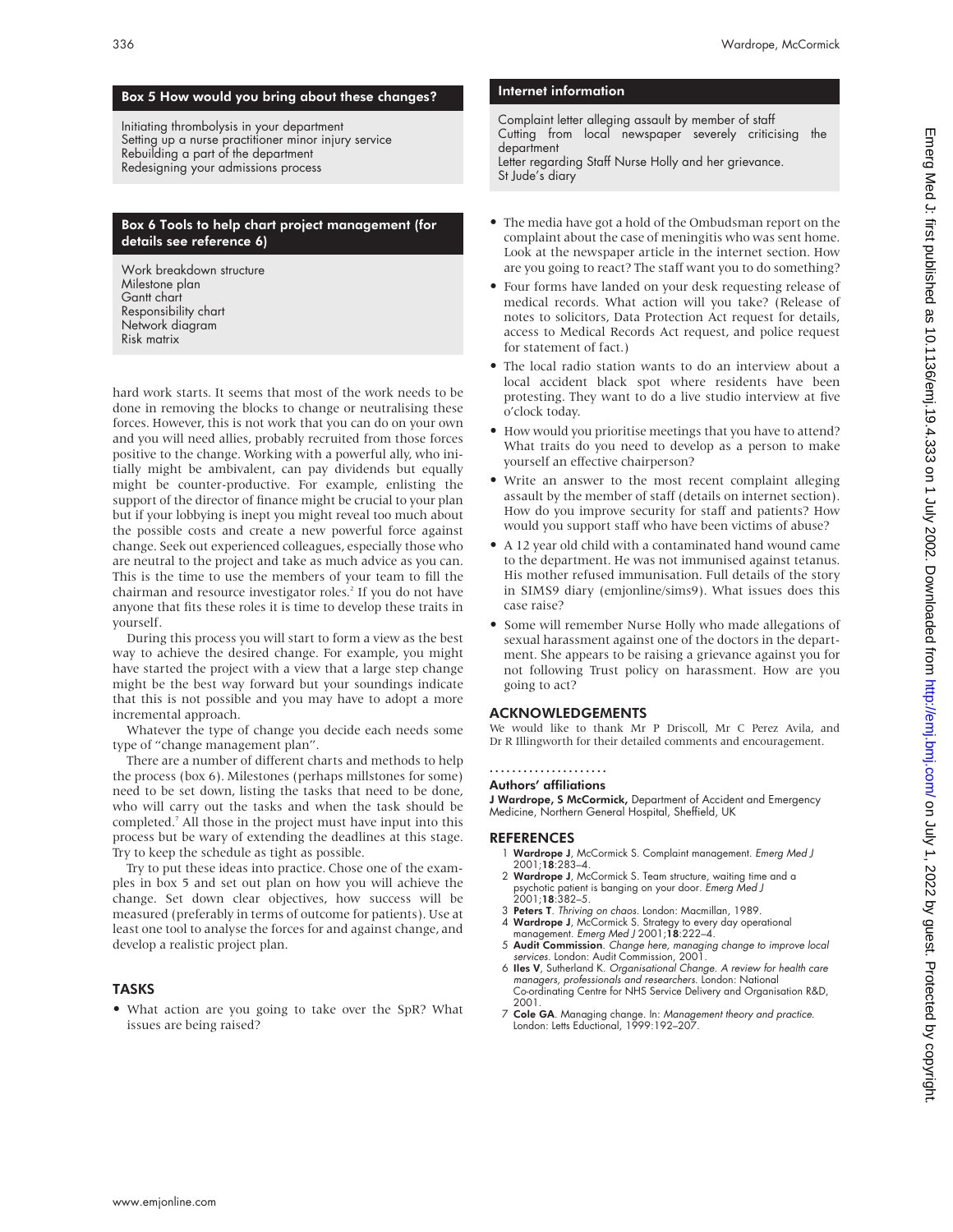## Box 5 How would you bring about these changes?

Initiating thrombolysis in your department
Setting up a nurse practitioner minor injury service
Rebuilding a part of the department
Redesigning your admissions process

## Box 6 Tools to help chart project management (for details see reference 6)

Work breakdown structure
Milestone plan
Gantt chart
Responsibility chart
Network diagram
Risk matrix

hard work starts. It seems that most of the work needs to be done in removing the blocks to change or neutralising these forces. However, this is not work that you can do on your own and you will need allies, probably recruited from those forces positive to the change. Working with a powerful ally, who initially might be ambivalent, can pay dividends but equally might be counter-productive. For example, enlisting the support of the director of finance might be crucial to your plan but if your lobbying is inept you might reveal too much about the possible costs and create a new powerful force against change. Seek out experienced colleagues, especially those who are neutral to the project and take as much advice as you can. This is the time to use the members of your team to fill the chairman and resource investigator roles.[2] If you do not have anyone that fits these roles it is time to develop these traits in yourself.

During this process you will start to form a view as the best way to achieve the desired change. For example, you might have started the project with a view that a large step change might be the best way forward but your soundings indicate that this is not possible and you may have to adopt a more incremental approach.

Whatever the type of change you decide each needs some type of "change management plan".

There are a number of different charts and methods to help the process (box 6). Milestones (perhaps millstones for some) need to be set down, listing the tasks that need to be done, who will carry out the tasks and when the task should be completed.[7] All those in the project must have input into this process but be wary of extending the deadlines at this stage. Try to keep the schedule as tight as possible.

Try to put these ideas into practice. Chose one of the examples in box 5 and set out plan on how you will achieve the change. Set down clear objectives, how success will be measured (preferably in terms of outcome for patients). Use at least one tool to analyse the forces for and against change, and develop a realistic project plan.

## TASKS

- What action are you going to take over the SpR? What issues are being raised?

## Internet information

Complaint letter alleging assault by member of staff
Cutting from local newspaper severely criticising the department
Letter regarding Staff Nurse Holly and her grievance.
St Jude's diary

- The media have got a hold of the Ombudsman report on the complaint about the case of meningitis who was sent home. Look at the newspaper article in the internet section. How are you going to react? The staff want you to do something?
- Four forms have landed on your desk requesting release of medical records. What action will you take? (Release of notes to solicitors, Data Protection Act request for details, access to Medical Records Act request, and police request for statement of fact.)
- The local radio station wants to do an interview about a local accident black spot where residents have been protesting. They want to do a live studio interview at five o'clock today.
- How would you prioritise meetings that you have to attend? What traits do you need to develop as a person to make yourself an effective chairperson?
- Write an answer to the most recent complaint alleging assault by the member of staff (details on internet section). How do you improve security for staff and patients? How would you support staff who have been victims of abuse?
- A 12 year old child with a contaminated hand wound came to the department. He was not immunised against tetanus. His mother refused immunisation. Full details of the story in SIMS9 diary (emjonline/sims9). What issues does this case raise?
- Some will remember Nurse Holly who made allegations of sexual harassment against one of the doctors in the department. She appears to be raising a grievance against you for not following Trust policy on harassment. How are you going to act?

## ACKNOWLEDGEMENTS

We would like to thank Mr P Driscoll, Mr C Perez Avila, and Dr R Illingworth for their detailed comments and encouragement.

### Authors' affiliations

**J Wardrope, S McCormick,** Department of Accident and Emergency Medicine, Northern General Hospital, Sheffield, UK

## REFERENCES

1. **Wardrope J**, McCormick S. Complaint management. *Emerg Med J* 2001;**18**:283–4.
2. **Wardrope J**, McCormick S. Team structure, waiting time and a psychotic patient is banging on your door. *Emerg Med J* 2001;**18**:382–5.
3. **Peters T**. *Thriving on chaos*. London: Macmillan, 1989.
4. **Wardrope J**, McCormick S. Strategy to every day operational management. *Emerg Med J* 2001;**18**:222–4.
5. **Audit Commission**. *Change here, managing change to improve local services*. London: Audit Commission, 2001.
6. **Iles V**, Sutherland K. *Organisational Change. A review for health care managers, professionals and researchers*. London: National Co-ordinating Centre for NHS Service Delivery and Organisation R&D, 2001.
7. **Cole GA**. Managing change. In: *Management theory and practice*. London: Letts Eductional, 1999:192–207.